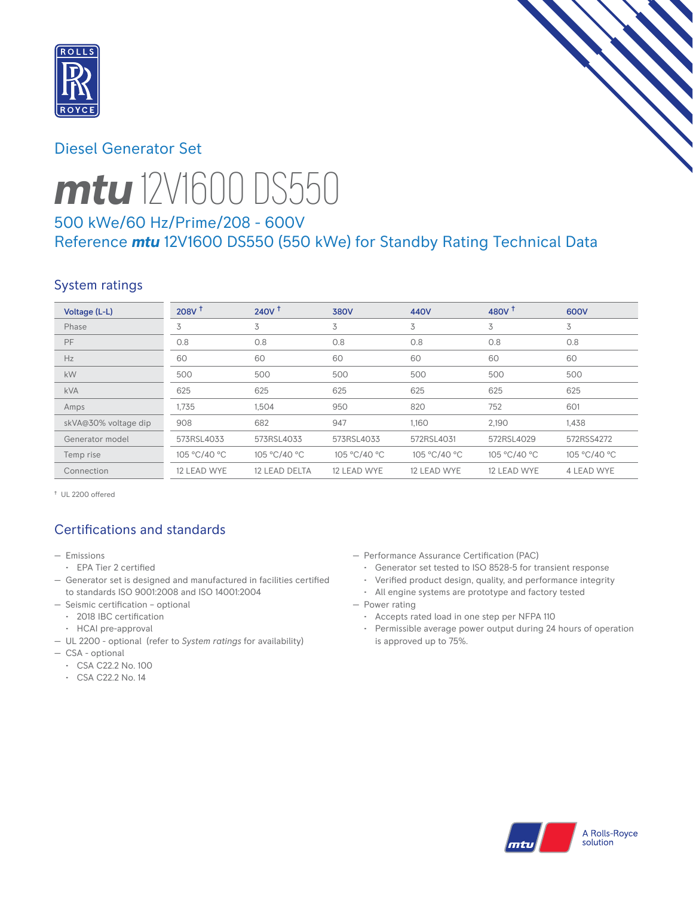Diesel Generator Set

# mtu 12V1600 DS550

## 500 kWe/60 Hz/Prime/208 - 600V
## Reference *mtu* 12V1600 DS550 (550 kWe) for Standby Rating Technical Data

### System ratings

| Voltage (L-L) | 208V † | 240V † | 380V | 440V | 480V † | 600V |
|---|---|---|---|---|---|---|
| Phase | 3 | 3 | 3 | 3 | 3 | 3 |
| PF | 0.8 | 0.8 | 0.8 | 0.8 | 0.8 | 0.8 |
| Hz | 60 | 60 | 60 | 60 | 60 | 60 |
| kW | 500 | 500 | 500 | 500 | 500 | 500 |
| kVA | 625 | 625 | 625 | 625 | 625 | 625 |
| Amps | 1,735 | 1,504 | 950 | 820 | 752 | 601 |
| skVA@30% voltage dip | 908 | 682 | 947 | 1,160 | 2,190 | 1,438 |
| Generator model | 573RSL4033 | 573RSL4033 | 573RSL4033 | 572RSL4031 | 572RSL4029 | 572RSS4272 |
| Temp rise | 105 °C/40 °C | 105 °C/40 °C | 105 °C/40 °C | 105 °C/40 °C | 105 °C/40 °C | 105 °C/40 °C |
| Connection | 12 LEAD WYE | 12 LEAD DELTA | 12 LEAD WYE | 12 LEAD WYE | 12 LEAD WYE | 4 LEAD WYE |

† UL 2200 offered

### Certifications and standards

- Emissions
  - EPA Tier 2 certified
- Generator set is designed and manufactured in facilities certified to standards ISO 9001:2008 and ISO 14001:2004
- Seismic certification – optional
  - 2018 IBC certification
  - HCAI pre-approval
- UL 2200 - optional (refer to *System ratings* for availability)
- CSA - optional
  - CSA C22.2 No. 100
  - CSA C22.2 No. 14
- Performance Assurance Certification (PAC)
  - Generator set tested to ISO 8528-5 for transient response
  - Verified product design, quality, and performance integrity
  - All engine systems are prototype and factory tested
- Power rating
  - Accepts rated load in one step per NFPA 110
  - Permissible average power output during 24 hours of operation is approved up to 75%.

A Rolls-Royce solution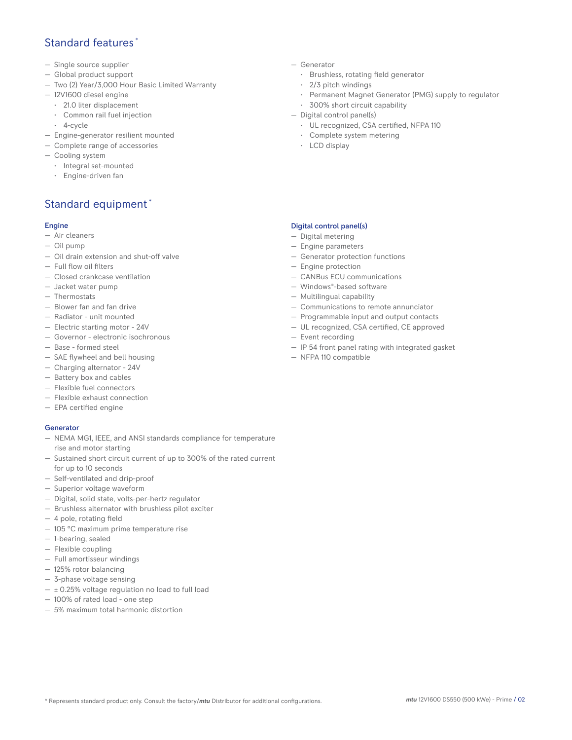## Standard features *

- Single source supplier
- Global product support
- Two (2) Year/3,000 Hour Basic Limited Warranty
- 12V1600 diesel engine
  - 21.0 liter displacement
  - Common rail fuel injection
  - 4-cycle
- Engine-generator resilient mounted
- Complete range of accessories
- Cooling system
  - Integral set-mounted
  - Engine-driven fan
- Generator
  - Brushless, rotating field generator
  - 2/3 pitch windings
  - Permanent Magnet Generator (PMG) supply to regulator
  - 300% short circuit capability
- Digital control panel(s)
  - UL recognized, CSA certified, NFPA 110
  - Complete system metering
  - LCD display

## Standard equipment *

### Engine

- Air cleaners
- Oil pump
- Oil drain extension and shut-off valve
- Full flow oil filters
- Closed crankcase ventilation
- Jacket water pump
- Thermostats
- Blower fan and fan drive
- Radiator - unit mounted
- Electric starting motor - 24V
- Governor - electronic isochronous
- Base - formed steel
- SAE flywheel and bell housing
- Charging alternator - 24V
- Battery box and cables
- Flexible fuel connectors
- Flexible exhaust connection
- EPA certified engine

### Generator

- NEMA MG1, IEEE, and ANSI standards compliance for temperature rise and motor starting
- Sustained short circuit current of up to 300% of the rated current for up to 10 seconds
- Self-ventilated and drip-proof
- Superior voltage waveform
- Digital, solid state, volts-per-hertz regulator
- Brushless alternator with brushless pilot exciter
- 4 pole, rotating field
- 105 °C maximum prime temperature rise
- 1-bearing, sealed
- Flexible coupling
- Full amortisseur windings
- 125% rotor balancing
- 3-phase voltage sensing
- ± 0.25% voltage regulation no load to full load
- 100% of rated load - one step
- 5% maximum total harmonic distortion

### Digital control panel(s)

- Digital metering
- Engine parameters
- Generator protection functions
- Engine protection
- CANBus ECU communications
- Windows®-based software
- Multilingual capability
- Communications to remote annunciator
- Programmable input and output contacts
- UL recognized, CSA certified, CE approved
- Event recording
- IP 54 front panel rating with integrated gasket
- NFPA 110 compatible

* Represents standard product only. Consult the factory/*mtu* Distributor for additional configurations.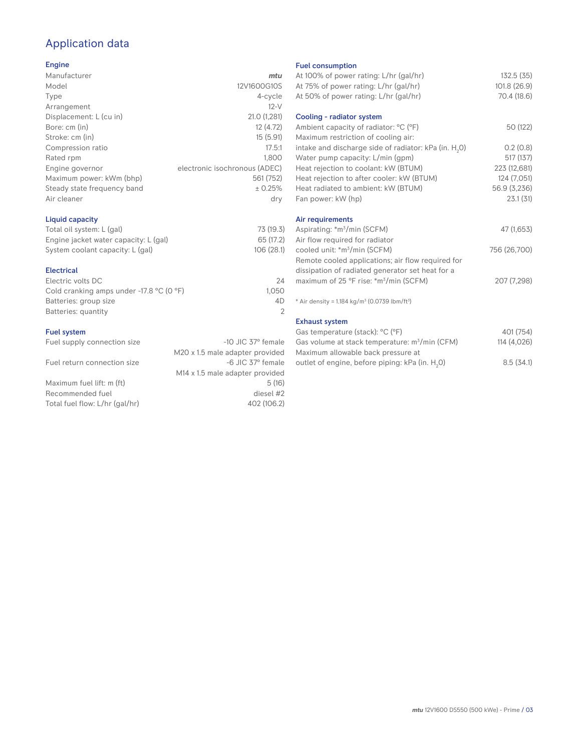# Application data

## Engine

| | |
|---|---|
| Manufacturer | *mtu* |
| Model | 12V1600G10S |
| Type | 4-cycle |
| Arrangement | 12-V |
| Displacement: L (cu in) | 21.0 (1,281) |
| Bore: cm (in) | 12 (4.72) |
| Stroke: cm (in) | 15 (5.91) |
| Compression ratio | 17.5:1 |
| Rated rpm | 1,800 |
| Engine governor | electronic isochronous (ADEC) |
| Maximum power: kWm (bhp) | 561 (752) |
| Steady state frequency band | ± 0.25% |
| Air cleaner | dry |

## Liquid capacity

| | |
|---|---|
| Total oil system: L (gal) | 73 (19.3) |
| Engine jacket water capacity: L (gal) | 65 (17.2) |
| System coolant capacity: L (gal) | 106 (28.1) |

## Electrical

| | |
|---|---|
| Electric volts DC | 24 |
| Cold cranking amps under -17.8 °C (0 °F) | 1,050 |
| Batteries: group size | 4D |
| Batteries: quantity | 2 |

## Fuel system

| | |
|---|---|
| Fuel supply connection size | -10 JIC 37° female<br>M20 x 1.5 male adapter provided |
| Fuel return connection size | -6 JIC 37° female<br>M14 x 1.5 male adapter provided |
| Maximum fuel lift: m (ft) | 5 (16) |
| Recommended fuel | diesel #2 |
| Total fuel flow: L/hr (gal/hr) | 402 (106.2) |

## Fuel consumption

| | |
|---|---|
| At 100% of power rating: L/hr (gal/hr) | 132.5 (35) |
| At 75% of power rating: L/hr (gal/hr) | 101.8 (26.9) |
| At 50% of power rating: L/hr (gal/hr) | 70.4 (18.6) |

## Cooling - radiator system

| | |
|---|---|
| Ambient capacity of radiator: °C (°F) | 50 (122) |
| Maximum restriction of cooling air: intake and discharge side of radiator: kPa (in. $H_2O$) | 0.2 (0.8) |
| Water pump capacity: L/min (gpm) | 517 (137) |
| Heat rejection to coolant: kW (BTUM) | 223 (12,681) |
| Heat rejection to after cooler: kW (BTUM) | 124 (7,051) |
| Heat radiated to ambient: kW (BTUM) | 56.9 (3,236) |
| Fan power: kW (hp) | 23.1 (31) |

## Air requirements

| | |
|---|---|
| Aspirating: *m³/min (SCFM) | 47 (1,653) |
| Air flow required for radiator cooled unit: *m³/min (SCFM) | 756 (26,700) |
| Remote cooled applications; air flow required for dissipation of radiated generator set heat for a maximum of 25 °F rise: *m³/min (SCFM) | 207 (7,298) |

\* Air density = 1.184 kg/m³ (0.0739 lbm/ft³)

## Exhaust system

| | |
|---|---|
| Gas temperature (stack): °C (°F) | 401 (754) |
| Gas volume at stack temperature: m³/min (CFM) | 114 (4,026) |
| Maximum allowable back pressure at outlet of engine, before piping: kPa (in. $H_2O$) | 8.5 (34.1) |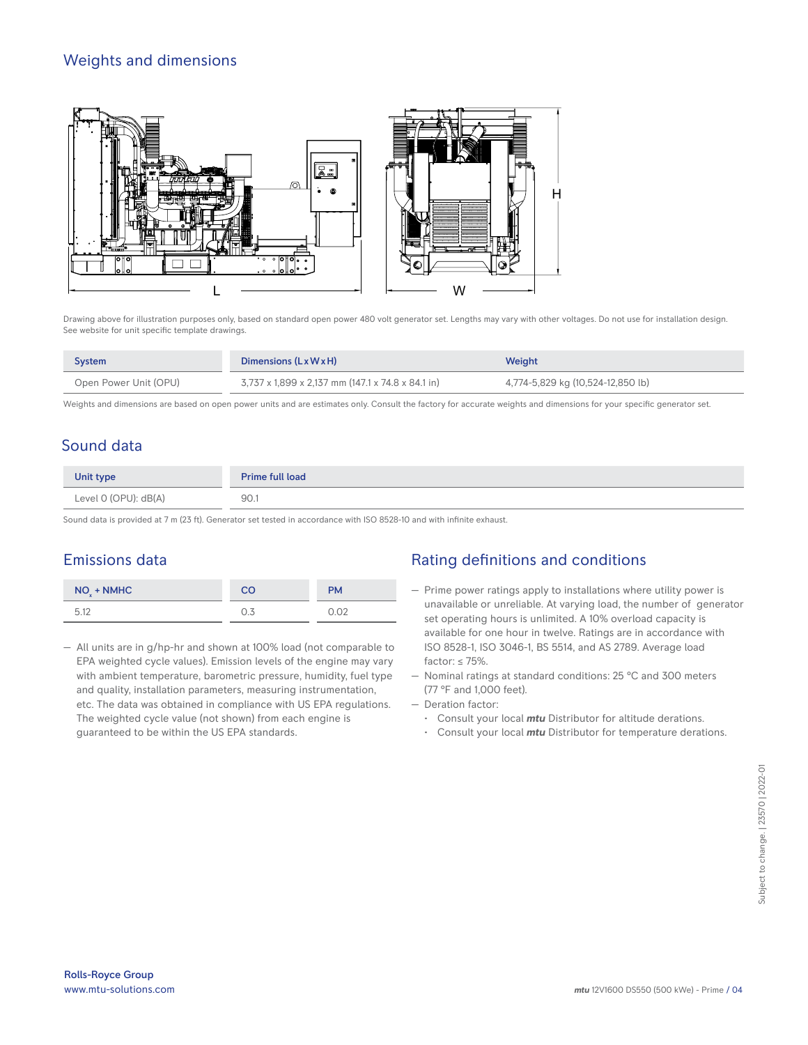## Weights and dimensions

L

W

H

Drawing above for illustration purposes only, based on standard open power 480 volt generator set. Lengths may vary with other voltages. Do not use for installation design. See website for unit specific template drawings.

| System | Dimensions (L x W x H) | Weight |
| --- | --- | --- |
| Open Power Unit (OPU) | 3,737 x 1,899 x 2,137 mm (147.1 x 74.8 x 84.1 in) | 4,774-5,829 kg (10,524-12,850 lb) |

Weights and dimensions are based on open power units and are estimates only. Consult the factory for accurate weights and dimensions for your specific generator set.

## Sound data

| Unit type | Prime full load |
| --- | --- |
| Level 0 (OPU): dB(A) | 90.1 |

Sound data is provided at 7 m (23 ft). Generator set tested in accordance with ISO 8528-10 and with infinite exhaust.

## Emissions data

| $NO_x$ + NMHC | CO | PM |
| --- | --- | --- |
| 5.12 | 0.3 | 0.02 |

— All units are in g/hp-hr and shown at 100% load (not comparable to EPA weighted cycle values). Emission levels of the engine may vary with ambient temperature, barometric pressure, humidity, fuel type and quality, installation parameters, measuring instrumentation, etc. The data was obtained in compliance with US EPA regulations. The weighted cycle value (not shown) from each engine is guaranteed to be within the US EPA standards.

## Rating definitions and conditions

— Prime power ratings apply to installations where utility power is unavailable or unreliable. At varying load, the number of generator set operating hours is unlimited. A 10% overload capacity is available for one hour in twelve. Ratings are in accordance with ISO 8528-1, ISO 3046-1, BS 5514, and AS 2789. Average load factor: ≤ 75%.

— Nominal ratings at standard conditions: 25 °C and 300 meters (77 °F and 1,000 feet).

— Deration factor:

- Consult your local ***mtu*** Distributor for altitude derations.
- Consult your local ***mtu*** Distributor for temperature derations.

Subject to change. | 23570 | 2022-01

**Rolls-Royce Group**
www.mtu-solutions.com